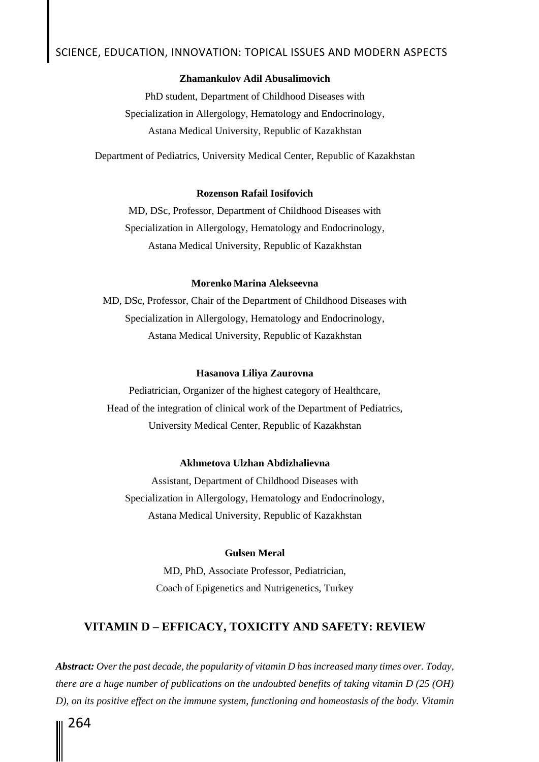**Zhamankulov Adil Abusalimovich**

PhD student, Department of Childhood Diseases with
Specialization in Allergology, Hematology and Endocrinology,
Astana Medical University, Republic of Kazakhstan

Department of Pediatrics, University Medical Center, Republic of Kazakhstan

**Rozenson Rafail Iosifovich**

MD, DSc, Professor, Department of Childhood Diseases with
Specialization in Allergology, Hematology and Endocrinology,
Astana Medical University, Republic of Kazakhstan

**Morenko Marina Alekseevna**

MD, DSc, Professor, Chair of the Department of Childhood Diseases with
Specialization in Allergology, Hematology and Endocrinology,
Astana Medical University, Republic of Kazakhstan

**Hasanova Liliya Zaurovna**

Pediatrician, Organizer of the highest category of Healthcare,
Head of the integration of clinical work of the Department of Pediatrics,
University Medical Center, Republic of Kazakhstan

**Akhmetova Ulzhan Abdizhalievna**

Assistant, Department of Childhood Diseases with
Specialization in Allergology, Hematology and Endocrinology,
Astana Medical University, Republic of Kazakhstan

**Gulsen Meral**

MD, PhD, Associate Professor, Pediatrician,
Coach of Epigenetics and Nutrigenetics, Turkey

# VITAMIN D – EFFICACY, TOXICITY AND SAFETY: REVIEW

***Abstract:*** *Over the past decade, the popularity of vitamin D has increased many times over. Today, there are a huge number of publications on the undoubted benefits of taking vitamin D (25 (OH) D), on its positive effect on the immune system, functioning and homeostasis of the body. Vitamin*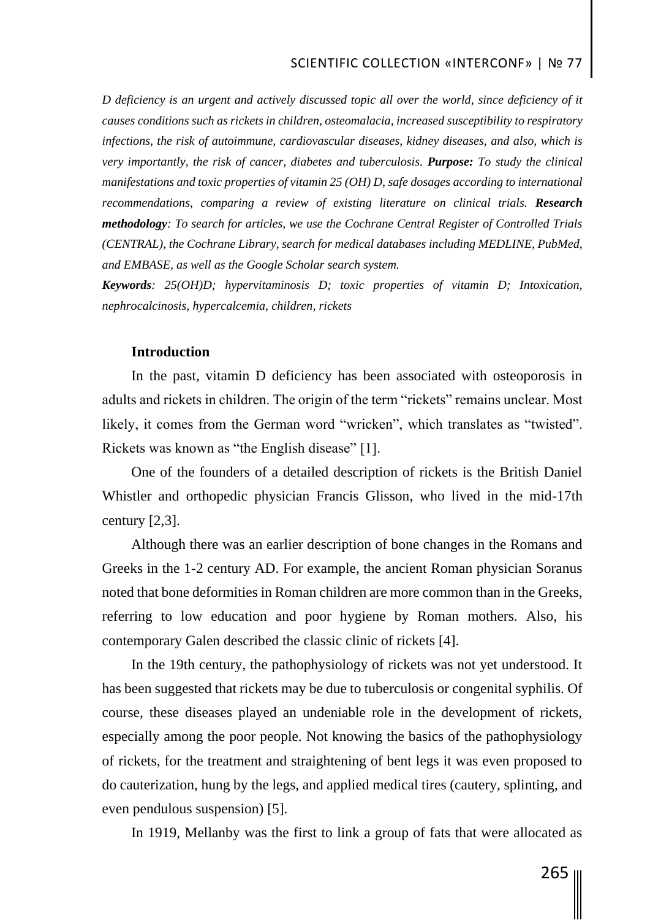*D deficiency is an urgent and actively discussed topic all over the world, since deficiency of it causes conditions such as rickets in children, osteomalacia, increased susceptibility to respiratory infections, the risk of autoimmune, cardiovascular diseases, kidney diseases, and also, which is very importantly, the risk of cancer, diabetes and tuberculosis.* ***Purpose:*** *To study the clinical manifestations and toxic properties of vitamin 25 (OH) D, safe dosages according to international recommendations, comparing a review of existing literature on clinical trials.* ***Research methodology****: To search for articles, we use the Cochrane Central Register of Controlled Trials (CENTRAL), the Cochrane Library, search for medical databases including MEDLINE, PubMed, and EMBASE, as well as the Google Scholar search system.*

***Keywords****: 25(OH)D; hypervitaminosis D; toxic properties of vitamin D; Intoxication, nephrocalcinosis, hypercalcemia, children, rickets*

## Introduction

In the past, vitamin D deficiency has been associated with osteoporosis in adults and rickets in children. The origin of the term "rickets" remains unclear. Most likely, it comes from the German word "wricken", which translates as "twisted". Rickets was known as "the English disease" [1].

One of the founders of a detailed description of rickets is the British Daniel Whistler and orthopedic physician Francis Glisson, who lived in the mid-17th century [2,3].

Although there was an earlier description of bone changes in the Romans and Greeks in the 1-2 century AD. For example, the ancient Roman physician Soranus noted that bone deformities in Roman children are more common than in the Greeks, referring to low education and poor hygiene by Roman mothers. Also, his contemporary Galen described the classic clinic of rickets [4].

In the 19th century, the pathophysiology of rickets was not yet understood. It has been suggested that rickets may be due to tuberculosis or congenital syphilis. Of course, these diseases played an undeniable role in the development of rickets, especially among the poor people. Not knowing the basics of the pathophysiology of rickets, for the treatment and straightening of bent legs it was even proposed to do cauterization, hung by the legs, and applied medical tires (cautery, splinting, and even pendulous suspension) [5].

In 1919, Mellanby was the first to link a group of fats that were allocated as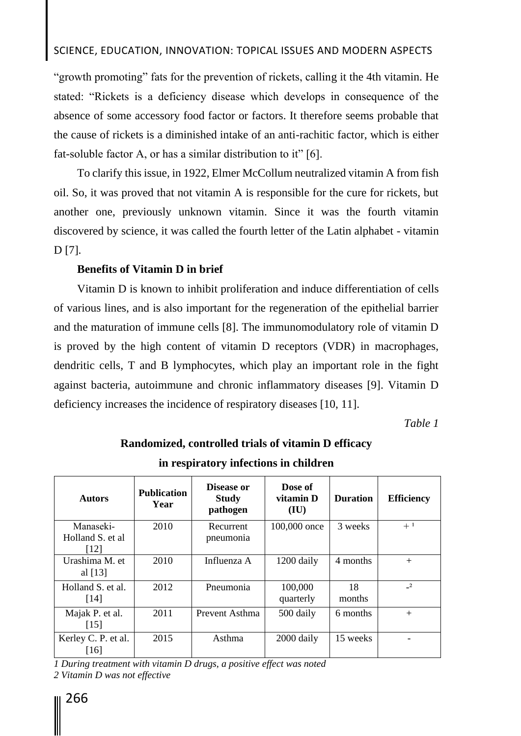"growth promoting" fats for the prevention of rickets, calling it the 4th vitamin. He stated: "Rickets is a deficiency disease which develops in consequence of the absence of some accessory food factor or factors. It therefore seems probable that the cause of rickets is a diminished intake of an anti-rachitic factor, which is either fat-soluble factor A, or has a similar distribution to it" [6].

To clarify this issue, in 1922, Elmer McCollum neutralized vitamin A from fish oil. So, it was proved that not vitamin A is responsible for the cure for rickets, but another one, previously unknown vitamin. Since it was the fourth vitamin discovered by science, it was called the fourth letter of the Latin alphabet - vitamin D [7].

**Benefits of Vitamin D in brief**

Vitamin D is known to inhibit proliferation and induce differentiation of cells of various lines, and is also important for the regeneration of the epithelial barrier and the maturation of immune cells [8]. The immunomodulatory role of vitamin D is proved by the high content of vitamin D receptors (VDR) in macrophages, dendritic cells, T and B lymphocytes, which play an important role in the fight against bacteria, autoimmune and chronic inflammatory diseases [9]. Vitamin D deficiency increases the incidence of respiratory diseases [10, 11].

*Table 1*

**Randomized, controlled trials of vitamin D efficacy in respiratory infections in children**

| Autors | Publication Year | Disease or Study pathogen | Dose of vitamin D (IU) | Duration | Efficiency |
|---|---|---|---|---|---|
| Manaseki-Holland S. et al [12] | 2010 | Recurrent pneumonia | 100,000 once | 3 weeks | + [1] |
| Urashima M. et al [13] | 2010 | Influenza A | 1200 daily | 4 months | + |
| Holland S. et al. [14] | 2012 | Pneumonia | 100,000 quarterly | 18 months | - [2] |
| Majak P. et al. [15] | 2011 | Prevent Asthma | 500 daily | 6 months | + |
| Kerley C. P. et al. [16] | 2015 | Asthma | 2000 daily | 15 weeks | - |

*1 During treatment with vitamin D drugs, a positive effect was noted*
*2 Vitamin D was not effective*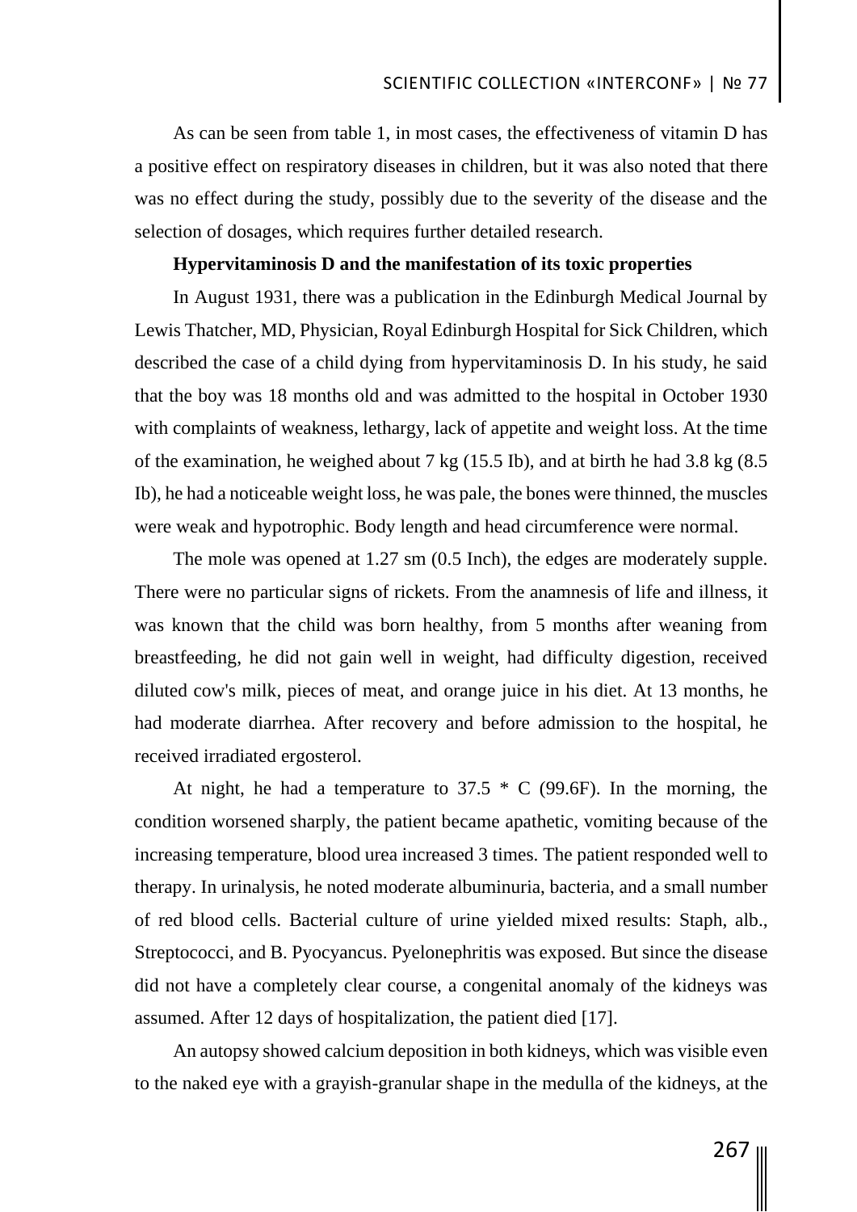As can be seen from table 1, in most cases, the effectiveness of vitamin D has a positive effect on respiratory diseases in children, but it was also noted that there was no effect during the study, possibly due to the severity of the disease and the selection of dosages, which requires further detailed research.

**Hypervitaminosis D and the manifestation of its toxic properties**

In August 1931, there was a publication in the Edinburgh Medical Journal by Lewis Thatcher, MD, Physician, Royal Edinburgh Hospital for Sick Children, which described the case of a child dying from hypervitaminosis D. In his study, he said that the boy was 18 months old and was admitted to the hospital in October 1930 with complaints of weakness, lethargy, lack of appetite and weight loss. At the time of the examination, he weighed about 7 kg (15.5 Ib), and at birth he had 3.8 kg (8.5 Ib), he had a noticeable weight loss, he was pale, the bones were thinned, the muscles were weak and hypotrophic. Body length and head circumference were normal.

The mole was opened at 1.27 sm (0.5 Inch), the edges are moderately supple. There were no particular signs of rickets. From the anamnesis of life and illness, it was known that the child was born healthy, from 5 months after weaning from breastfeeding, he did not gain well in weight, had difficulty digestion, received diluted cow's milk, pieces of meat, and orange juice in his diet. At 13 months, he had moderate diarrhea. After recovery and before admission to the hospital, he received irradiated ergosterol.

At night, he had a temperature to 37.5 * C (99.6F). In the morning, the condition worsened sharply, the patient became apathetic, vomiting because of the increasing temperature, blood urea increased 3 times. The patient responded well to therapy. In urinalysis, he noted moderate albuminuria, bacteria, and a small number of red blood cells. Bacterial culture of urine yielded mixed results: Staph, alb., Streptococci, and B. Pyocyancus. Pyelonephritis was exposed. But since the disease did not have a completely clear course, a congenital anomaly of the kidneys was assumed. After 12 days of hospitalization, the patient died [17].

An autopsy showed calcium deposition in both kidneys, which was visible even to the naked eye with a grayish-granular shape in the medulla of the kidneys, at the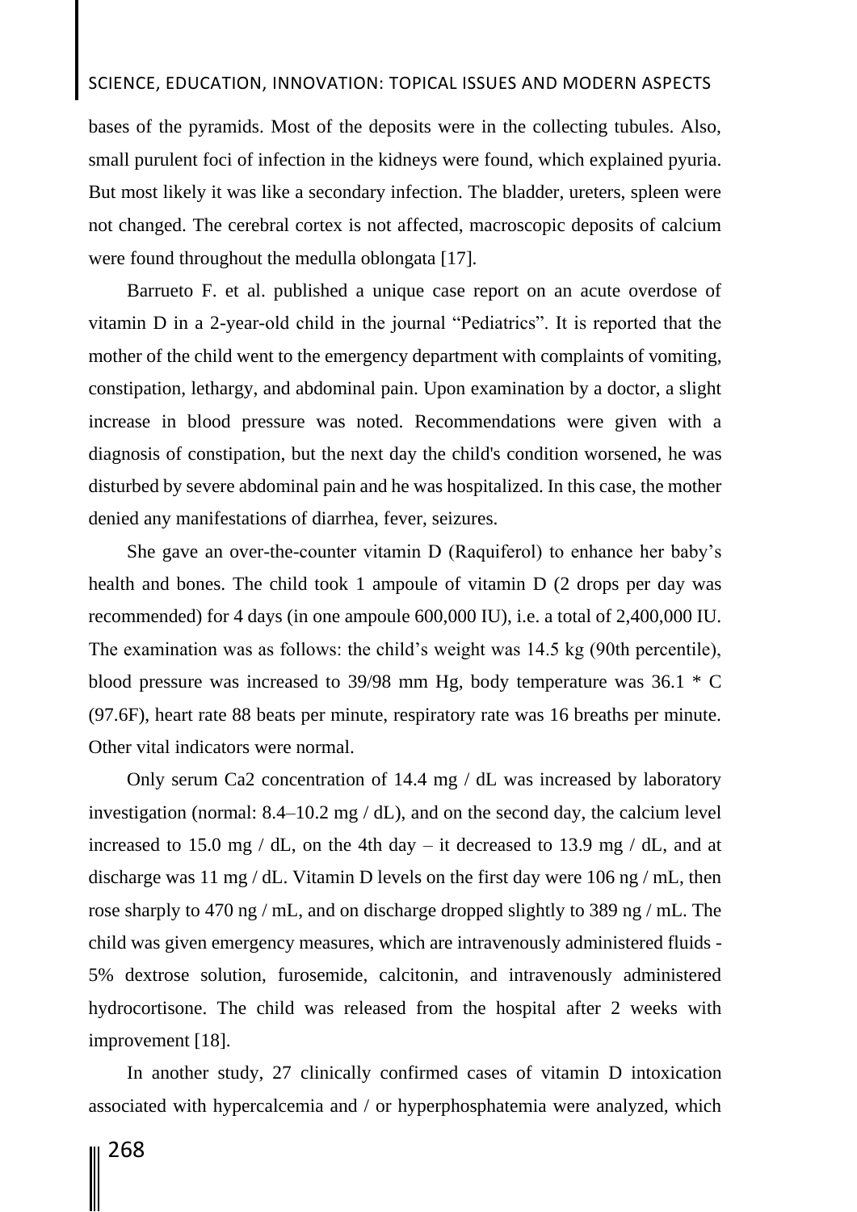bases of the pyramids. Most of the deposits were in the collecting tubules. Also, small purulent foci of infection in the kidneys were found, which explained pyuria. But most likely it was like a secondary infection. The bladder, ureters, spleen were not changed. The cerebral cortex is not affected, macroscopic deposits of calcium were found throughout the medulla oblongata [17].

Barrueto F. et al. published a unique case report on an acute overdose of vitamin D in a 2-year-old child in the journal "Pediatrics". It is reported that the mother of the child went to the emergency department with complaints of vomiting, constipation, lethargy, and abdominal pain. Upon examination by a doctor, a slight increase in blood pressure was noted. Recommendations were given with a diagnosis of constipation, but the next day the child's condition worsened, he was disturbed by severe abdominal pain and he was hospitalized. In this case, the mother denied any manifestations of diarrhea, fever, seizures.

She gave an over-the-counter vitamin D (Raquiferol) to enhance her baby's health and bones. The child took 1 ampoule of vitamin D (2 drops per day was recommended) for 4 days (in one ampoule 600,000 IU), i.e. a total of 2,400,000 IU. The examination was as follows: the child's weight was 14.5 kg (90th percentile), blood pressure was increased to 39/98 mm Hg, body temperature was 36.1 * C (97.6F), heart rate 88 beats per minute, respiratory rate was 16 breaths per minute. Other vital indicators were normal.

Only serum Ca2 concentration of 14.4 mg / dL was increased by laboratory investigation (normal: 8.4–10.2 mg / dL), and on the second day, the calcium level increased to 15.0 mg / dL, on the 4th day – it decreased to 13.9 mg / dL, and at discharge was 11 mg / dL. Vitamin D levels on the first day were 106 ng / mL, then rose sharply to 470 ng / mL, and on discharge dropped slightly to 389 ng / mL. The child was given emergency measures, which are intravenously administered fluids - 5% dextrose solution, furosemide, calcitonin, and intravenously administered hydrocortisone. The child was released from the hospital after 2 weeks with improvement [18].

In another study, 27 clinically confirmed cases of vitamin D intoxication associated with hypercalcemia and / or hyperphosphatemia were analyzed, which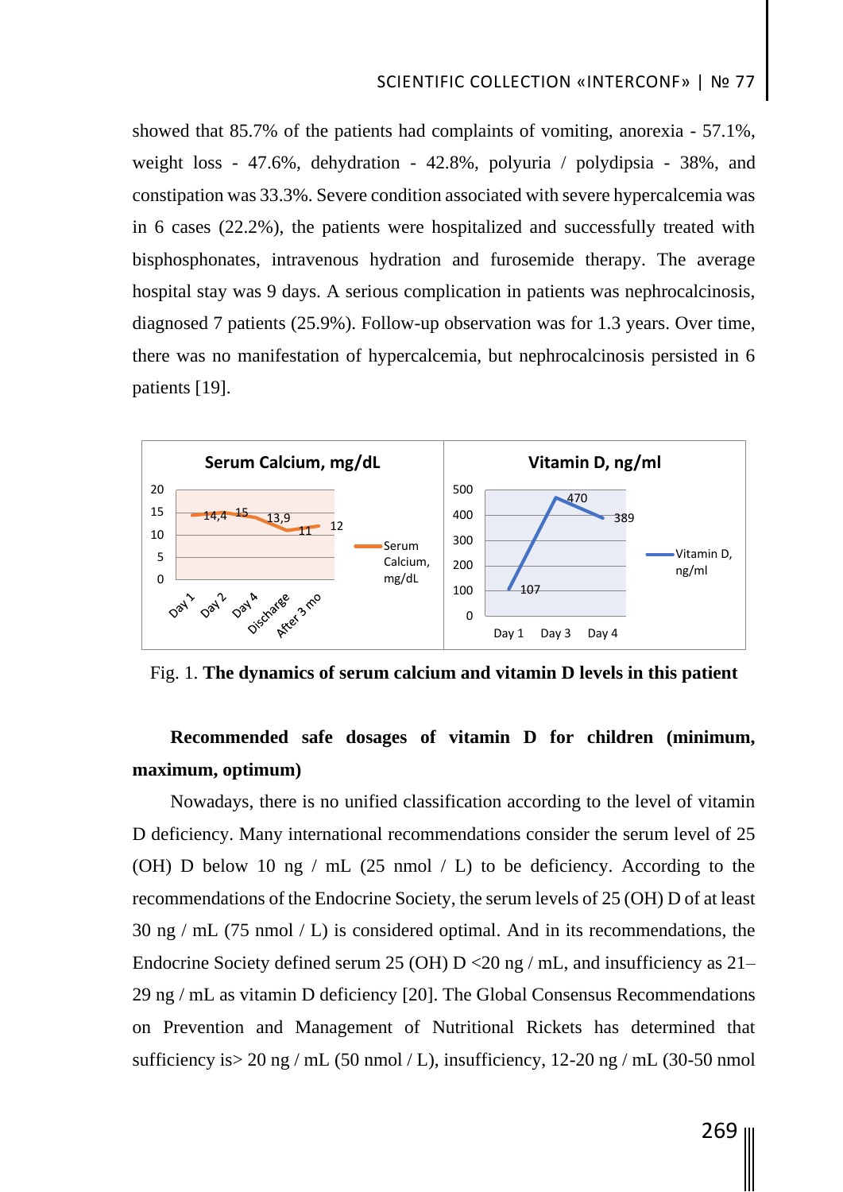showed that 85.7% of the patients had complaints of vomiting, anorexia - 57.1%, weight loss - 47.6%, dehydration - 42.8%, polyuria / polydipsia - 38%, and constipation was 33.3%. Severe condition associated with severe hypercalcemia was in 6 cases (22.2%), the patients were hospitalized and successfully treated with bisphosphonates, intravenous hydration and furosemide therapy. The average hospital stay was 9 days. A serious complication in patients was nephrocalcinosis, diagnosed 7 patients (25.9%). Follow-up observation was for 1.3 years. Over time, there was no manifestation of hypercalcemia, but nephrocalcinosis persisted in 6 patients [19].

Fig. 1. **The dynamics of serum calcium and vitamin D levels in this patient**

**Recommended safe dosages of vitamin D for children (minimum, maximum, optimum)**

Nowadays, there is no unified classification according to the level of vitamin D deficiency. Many international recommendations consider the serum level of 25 (OH) D below 10 ng / mL (25 nmol / L) to be deficiency. According to the recommendations of the Endocrine Society, the serum levels of 25 (OH) D of at least 30 ng / mL (75 nmol / L) is considered optimal. And in its recommendations, the Endocrine Society defined serum 25 (OH) D <20 ng / mL, and insufficiency as 21–29 ng / mL as vitamin D deficiency [20]. The Global Consensus Recommendations on Prevention and Management of Nutritional Rickets has determined that sufficiency is> 20 ng / mL (50 nmol / L), insufficiency, 12-20 ng / mL (30-50 nmol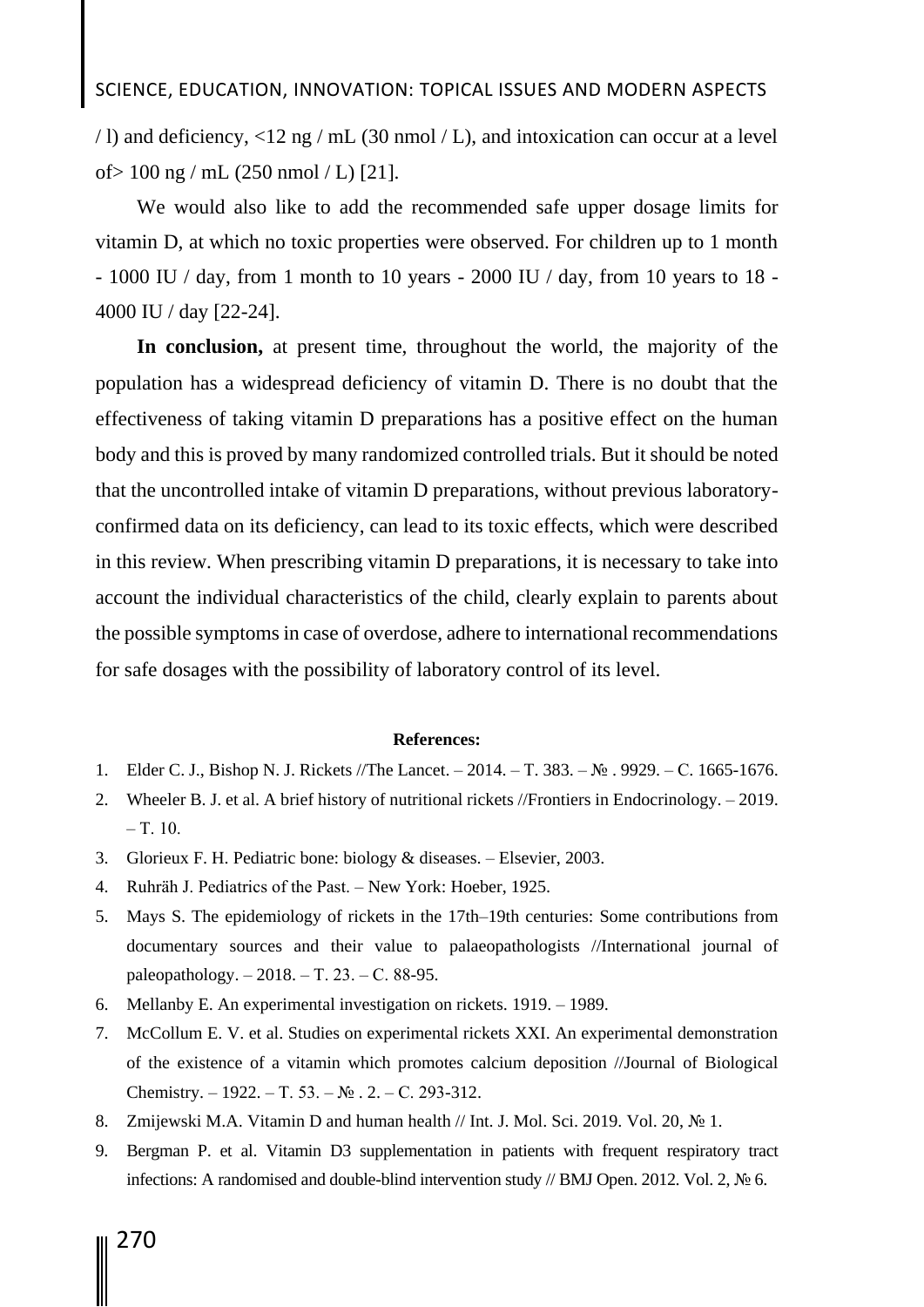/ l) and deficiency, <12 ng / mL (30 nmol / L), and intoxication can occur at a level of> 100 ng / mL (250 nmol / L) [21].

We would also like to add the recommended safe upper dosage limits for vitamin D, at which no toxic properties were observed. For children up to 1 month - 1000 IU / day, from 1 month to 10 years - 2000 IU / day, from 10 years to 18 - 4000 IU / day [22-24].

**In conclusion,** at present time, throughout the world, the majority of the population has a widespread deficiency of vitamin D. There is no doubt that the effectiveness of taking vitamin D preparations has a positive effect on the human body and this is proved by many randomized controlled trials. But it should be noted that the uncontrolled intake of vitamin D preparations, without previous laboratory-confirmed data on its deficiency, can lead to its toxic effects, which were described in this review. When prescribing vitamin D preparations, it is necessary to take into account the individual characteristics of the child, clearly explain to parents about the possible symptoms in case of overdose, adhere to international recommendations for safe dosages with the possibility of laboratory control of its level.

**References:**

1. Elder C. J., Bishop N. J. Rickets //The Lancet. – 2014. – Т. 383. – №. 9929. – С. 1665-1676.
2. Wheeler B. J. et al. A brief history of nutritional rickets //Frontiers in Endocrinology. – 2019. – Т. 10.
3. Glorieux F. H. Pediatric bone: biology & diseases. – Elsevier, 2003.
4. Ruhräh J. Pediatrics of the Past. – New York: Hoeber, 1925.
5. Mays S. The epidemiology of rickets in the 17th–19th centuries: Some contributions from documentary sources and their value to palaeopathologists //International journal of paleopathology. – 2018. – Т. 23. – С. 88-95.
6. Mellanby E. An experimental investigation on rickets. 1919. – 1989.
7. McCollum E. V. et al. Studies on experimental rickets XXI. An experimental demonstration of the existence of a vitamin which promotes calcium deposition //Journal of Biological Chemistry. – 1922. – Т. 53. – №. 2. – С. 293-312.
8. Zmijewski M.A. Vitamin D and human health // Int. J. Mol. Sci. 2019. Vol. 20, № 1.
9. Bergman P. et al. Vitamin D3 supplementation in patients with frequent respiratory tract infections: A randomised and double-blind intervention study // BMJ Open. 2012. Vol. 2, № 6.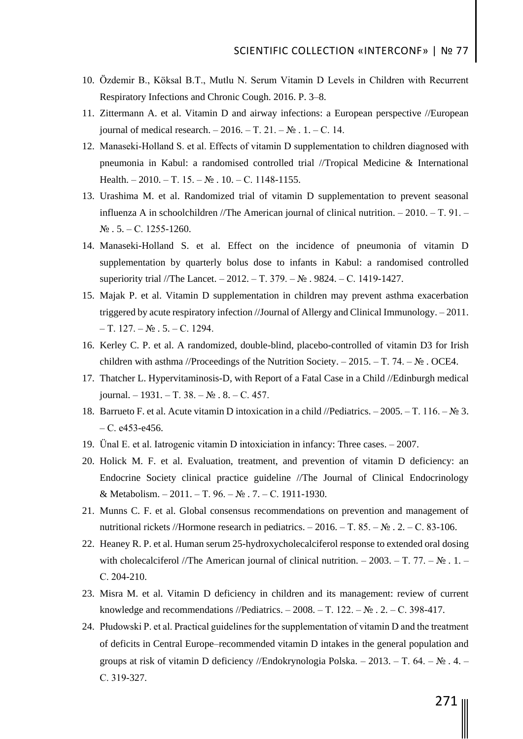10. Özdemir B., Köksal B.T., Mutlu N. Serum Vitamin D Levels in Children with Recurrent Respiratory Infections and Chronic Cough. 2016. P. 3–8.
11. Zittermann A. et al. Vitamin D and airway infections: a European perspective //European journal of medical research. – 2016. – T. 21. – № . 1. – С. 14.
12. Manaseki-Holland S. et al. Effects of vitamin D supplementation to children diagnosed with pneumonia in Kabul: a randomised controlled trial //Tropical Medicine & International Health. – 2010. – T. 15. – № . 10. – С. 1148-1155.
13. Urashima M. et al. Randomized trial of vitamin D supplementation to prevent seasonal influenza A in schoolchildren //The American journal of clinical nutrition. – 2010. – T. 91. – № . 5. – С. 1255-1260.
14. Manaseki-Holland S. et al. Effect on the incidence of pneumonia of vitamin D supplementation by quarterly bolus dose to infants in Kabul: a randomised controlled superiority trial //The Lancet. – 2012. – T. 379. – № . 9824. – С. 1419-1427.
15. Majak P. et al. Vitamin D supplementation in children may prevent asthma exacerbation triggered by acute respiratory infection //Journal of Allergy and Clinical Immunology. – 2011. – T. 127. – № . 5. – С. 1294.
16. Kerley C. P. et al. A randomized, double-blind, placebo-controlled of vitamin D3 for Irish children with asthma //Proceedings of the Nutrition Society. – 2015. – T. 74. – № . OCE4.
17. Thatcher L. Hypervitaminosis-D, with Report of a Fatal Case in a Child //Edinburgh medical journal. – 1931. – T. 38. – № . 8. – С. 457.
18. Barrueto F. et al. Acute vitamin D intoxication in a child //Pediatrics. – 2005. – T. 116. – № 3. – С. e453-e456.
19. Ünal E. et al. Iatrogenic vitamin D intoxiciation in infancy: Three cases. – 2007.
20. Holick M. F. et al. Evaluation, treatment, and prevention of vitamin D deficiency: an Endocrine Society clinical practice guideline //The Journal of Clinical Endocrinology & Metabolism. – 2011. – T. 96. – № . 7. – С. 1911-1930.
21. Munns C. F. et al. Global consensus recommendations on prevention and management of nutritional rickets //Hormone research in pediatrics. – 2016. – T. 85. – № . 2. – С. 83-106.
22. Heaney R. P. et al. Human serum 25-hydroxycholecalciferol response to extended oral dosing with cholecalciferol //The American journal of clinical nutrition. – 2003. – T. 77. – № . 1. – С. 204-210.
23. Misra M. et al. Vitamin D deficiency in children and its management: review of current knowledge and recommendations //Pediatrics. – 2008. – T. 122. – № . 2. – С. 398-417.
24. Płudowski P. et al. Practical guidelines for the supplementation of vitamin D and the treatment of deficits in Central Europe–recommended vitamin D intakes in the general population and groups at risk of vitamin D deficiency //Endokrynologia Polska. – 2013. – T. 64. – № . 4. – С. 319-327.